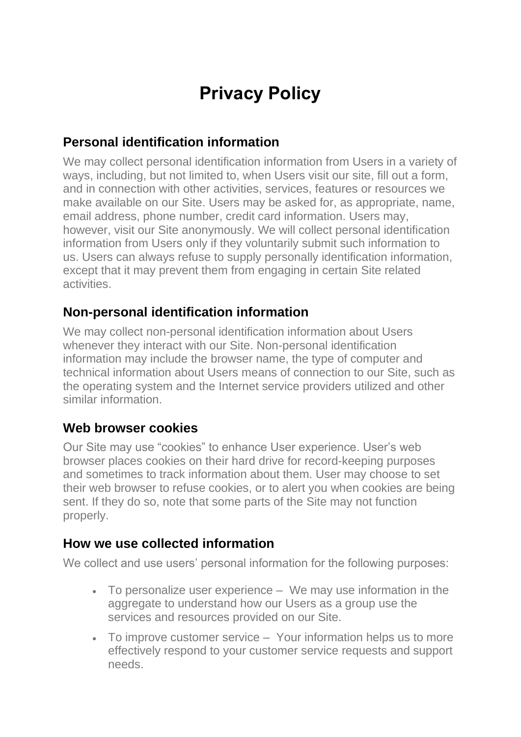# Privacy Policy

## Personal identification information

We may collect personal identification information from Users in a variety of ways, including, but not limited to, when Users visit our site, fill out a form, and in connection with other activities, services, features or resources we make available on our Site. Users may be asked for, as appropriate, name, email address, phone number, credit card information. Users may, however, visit our Site anonymously. We will collect personal identification information from Users only if they voluntarily submit such information to us. Users can always refuse to supply personally identification information, except that it may prevent them from engaging in certain Site related activities.

## Non-personal identification information

We may collect non-personal identification information about Users whenever they interact with our Site. Non-personal identification information may include the browser name, the type of computer and technical information about Users means of connection to our Site, such as the operating system and the Internet service providers utilized and other similar information.

## Web browser cookies

Our Site may use "cookies" to enhance User experience. User's web browser places cookies on their hard drive for record-keeping purposes and sometimes to track information about them. User may choose to set their web browser to refuse cookies, or to alert you when cookies are being sent. If they do so, note that some parts of the Site may not function properly.

## How we use collected information

We collect and use users' personal information for the following purposes:

- To personalize user experience – We may use information in the aggregate to understand how our Users as a group use the services and resources provided on our Site.
- To improve customer service – Your information helps us to more effectively respond to your customer service requests and support needs.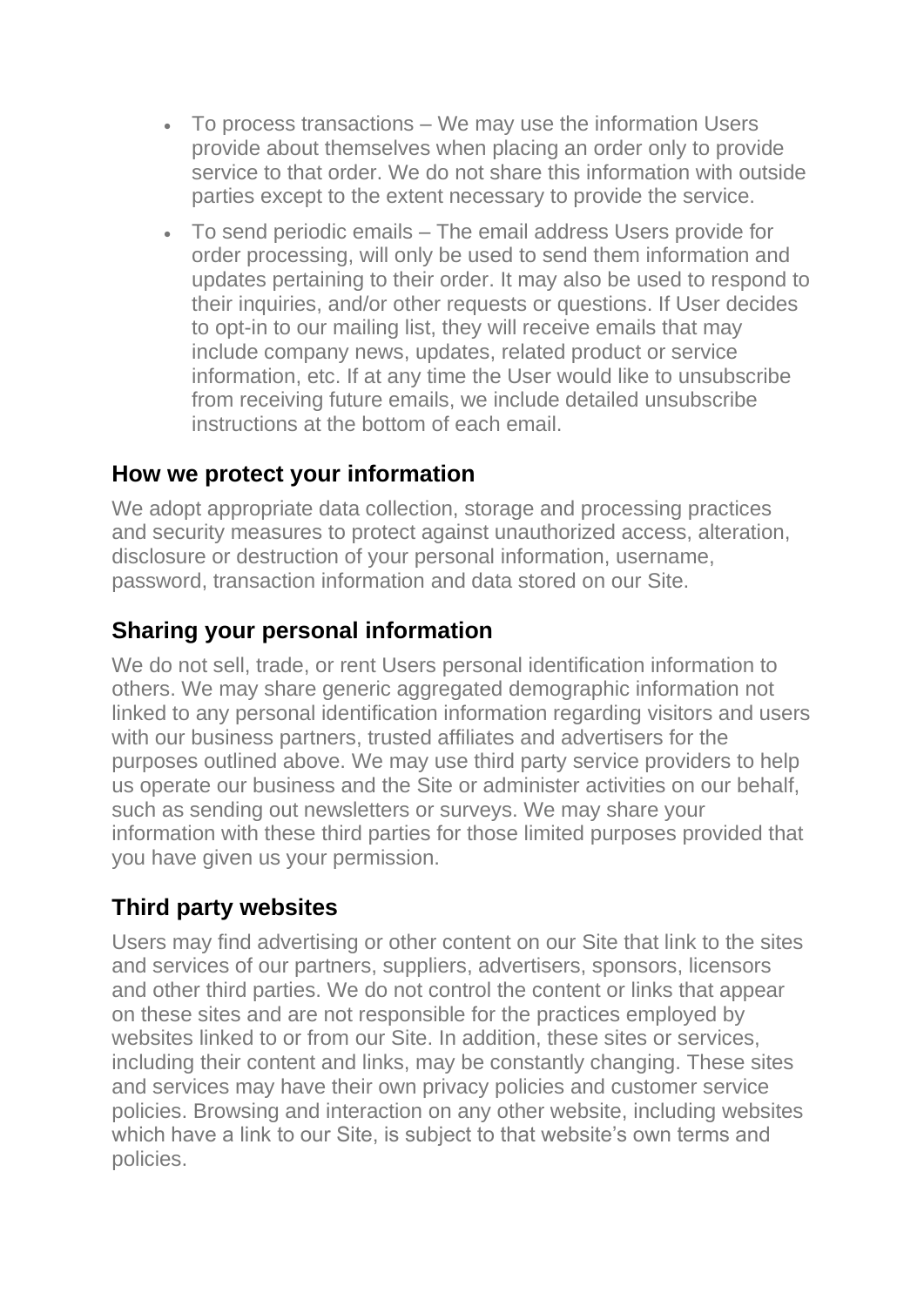- To process transactions – We may use the information Users provide about themselves when placing an order only to provide service to that order. We do not share this information with outside parties except to the extent necessary to provide the service.
- To send periodic emails – The email address Users provide for order processing, will only be used to send them information and updates pertaining to their order. It may also be used to respond to their inquiries, and/or other requests or questions. If User decides to opt-in to our mailing list, they will receive emails that may include company news, updates, related product or service information, etc. If at any time the User would like to unsubscribe from receiving future emails, we include detailed unsubscribe instructions at the bottom of each email.

## How we protect your information

We adopt appropriate data collection, storage and processing practices and security measures to protect against unauthorized access, alteration, disclosure or destruction of your personal information, username, password, transaction information and data stored on our Site.

## Sharing your personal information

We do not sell, trade, or rent Users personal identification information to others. We may share generic aggregated demographic information not linked to any personal identification information regarding visitors and users with our business partners, trusted affiliates and advertisers for the purposes outlined above. We may use third party service providers to help us operate our business and the Site or administer activities on our behalf, such as sending out newsletters or surveys. We may share your information with these third parties for those limited purposes provided that you have given us your permission.

## Third party websites

Users may find advertising or other content on our Site that link to the sites and services of our partners, suppliers, advertisers, sponsors, licensors and other third parties. We do not control the content or links that appear on these sites and are not responsible for the practices employed by websites linked to or from our Site. In addition, these sites or services, including their content and links, may be constantly changing. These sites and services may have their own privacy policies and customer service policies. Browsing and interaction on any other website, including websites which have a link to our Site, is subject to that website's own terms and policies.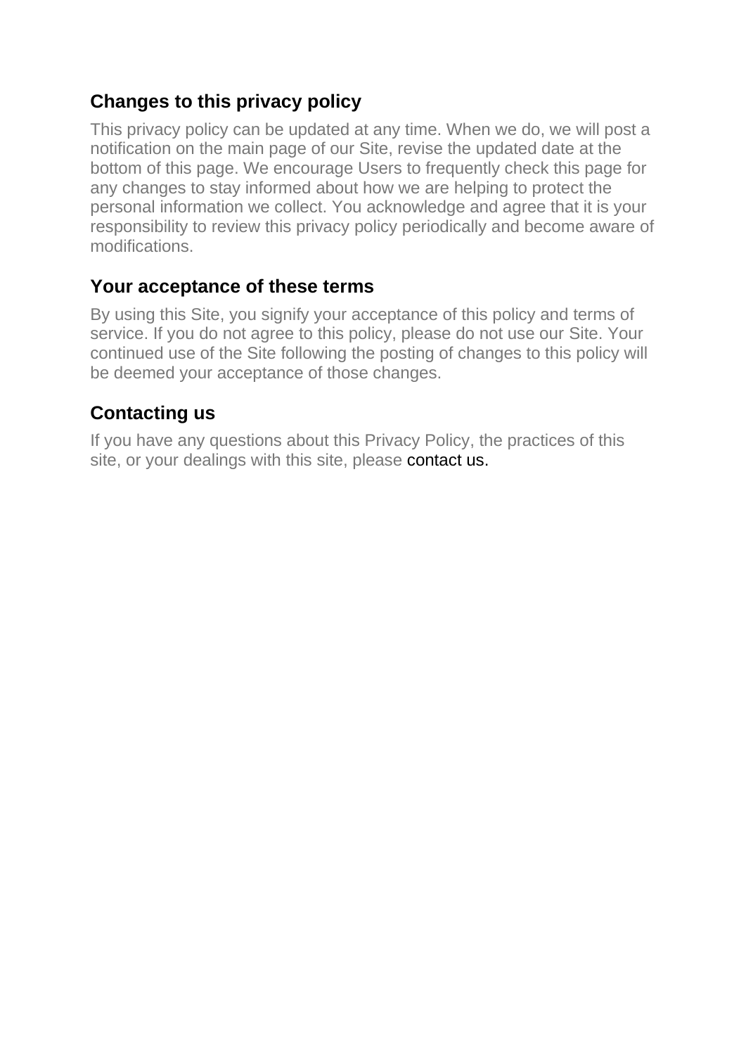## Changes to this privacy policy

This privacy policy can be updated at any time. When we do, we will post a notification on the main page of our Site, revise the updated date at the bottom of this page. We encourage Users to frequently check this page for any changes to stay informed about how we are helping to protect the personal information we collect. You acknowledge and agree that it is your responsibility to review this privacy policy periodically and become aware of modifications.

## Your acceptance of these terms

By using this Site, you signify your acceptance of this policy and terms of service. If you do not agree to this policy, please do not use our Site. Your continued use of the Site following the posting of changes to this policy will be deemed your acceptance of those changes.

## Contacting us

If you have any questions about this Privacy Policy, the practices of this site, or your dealings with this site, please contact us.